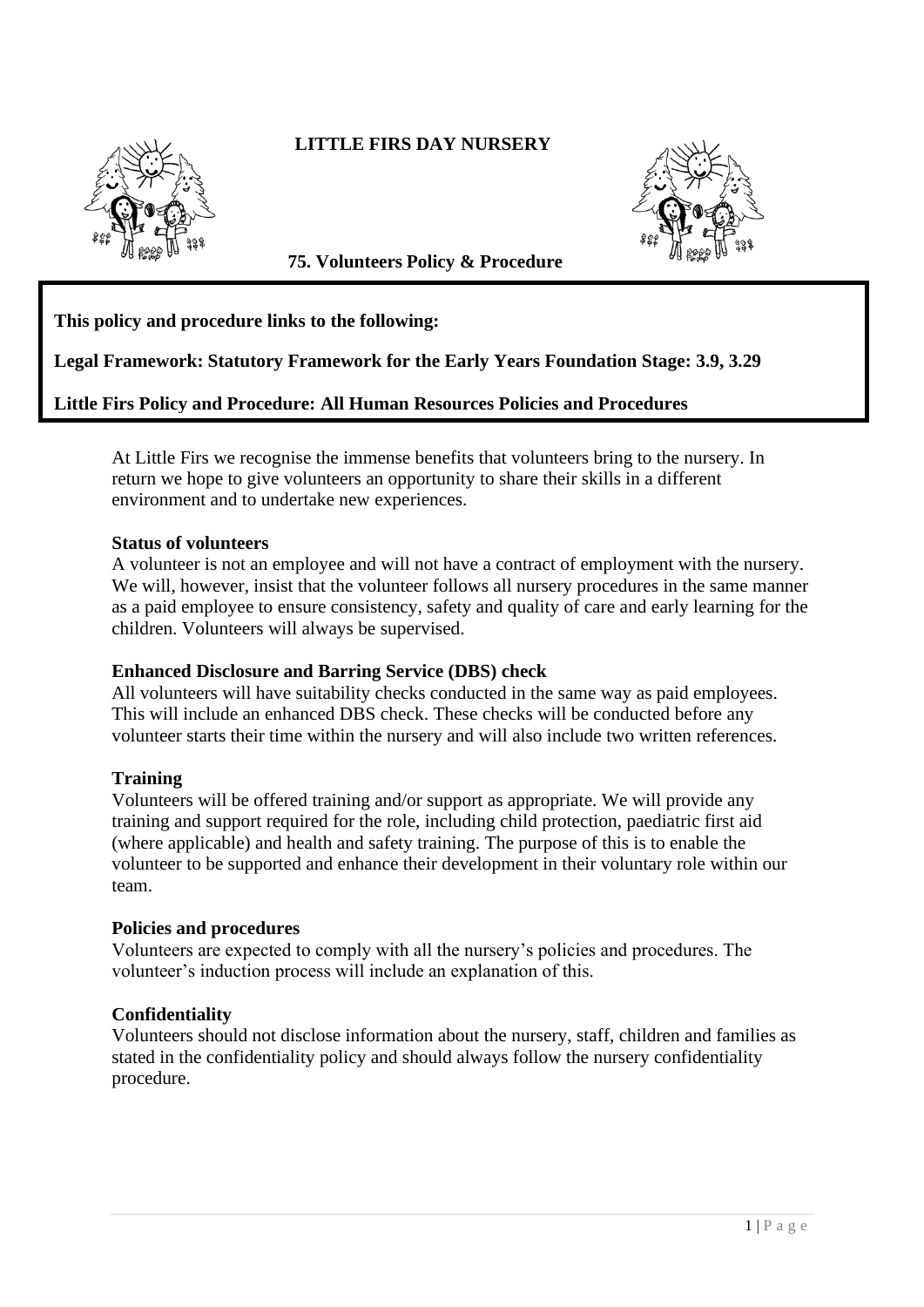# LITTLE FIRS DAY NURSERY

## 75. Volunteers Policy & Procedure

**This policy and procedure links to the following:**

**Legal Framework: Statutory Framework for the Early Years Foundation Stage: 3.9, 3.29**

**Little Firs Policy and Procedure: All Human Resources Policies and Procedures**

At Little Firs we recognise the immense benefits that volunteers bring to the nursery. In return we hope to give volunteers an opportunity to share their skills in a different environment and to undertake new experiences.

**Status of volunteers**

A volunteer is not an employee and will not have a contract of employment with the nursery. We will, however, insist that the volunteer follows all nursery procedures in the same manner as a paid employee to ensure consistency, safety and quality of care and early learning for the children. Volunteers will always be supervised.

**Enhanced Disclosure and Barring Service (DBS) check**

All volunteers will have suitability checks conducted in the same way as paid employees. This will include an enhanced DBS check. These checks will be conducted before any volunteer starts their time within the nursery and will also include two written references.

**Training**

Volunteers will be offered training and/or support as appropriate. We will provide any training and support required for the role, including child protection, paediatric first aid (where applicable) and health and safety training. The purpose of this is to enable the volunteer to be supported and enhance their development in their voluntary role within our team.

**Policies and procedures**

Volunteers are expected to comply with all the nursery's policies and procedures. The volunteer's induction process will include an explanation of this.

**Confidentiality**

Volunteers should not disclose information about the nursery, staff, children and families as stated in the confidentiality policy and should always follow the nursery confidentiality procedure.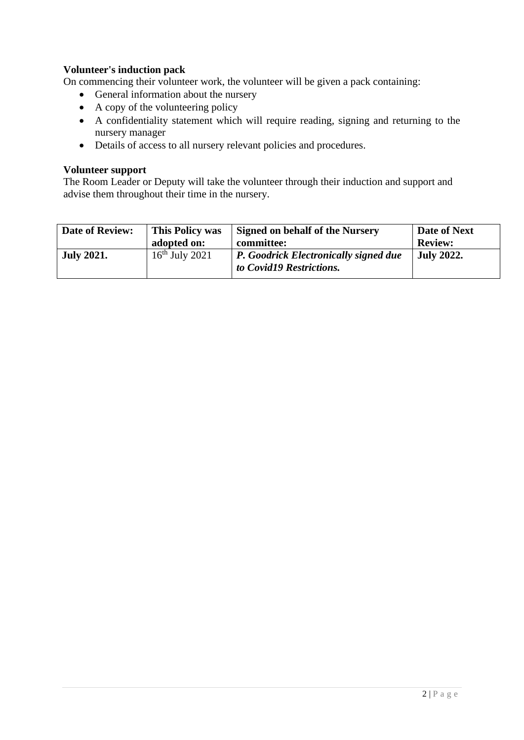**Volunteer's induction pack**

On commencing their volunteer work, the volunteer will be given a pack containing:

- General information about the nursery
- A copy of the volunteering policy
- A confidentiality statement which will require reading, signing and returning to the nursery manager
- Details of access to all nursery relevant policies and procedures.

**Volunteer support**

The Room Leader or Deputy will take the volunteer through their induction and support and advise them throughout their time in the nursery.

| **Date of Review:** | **This Policy was adopted on:** | **Signed on behalf of the Nursery committee:** | **Date of Next Review:** |
|---|---|---|---|
| **July 2021.** | 16th July 2021 | ***P. Goodrick Electronically signed due to Covid19 Restrictions.*** | **July 2022.** |